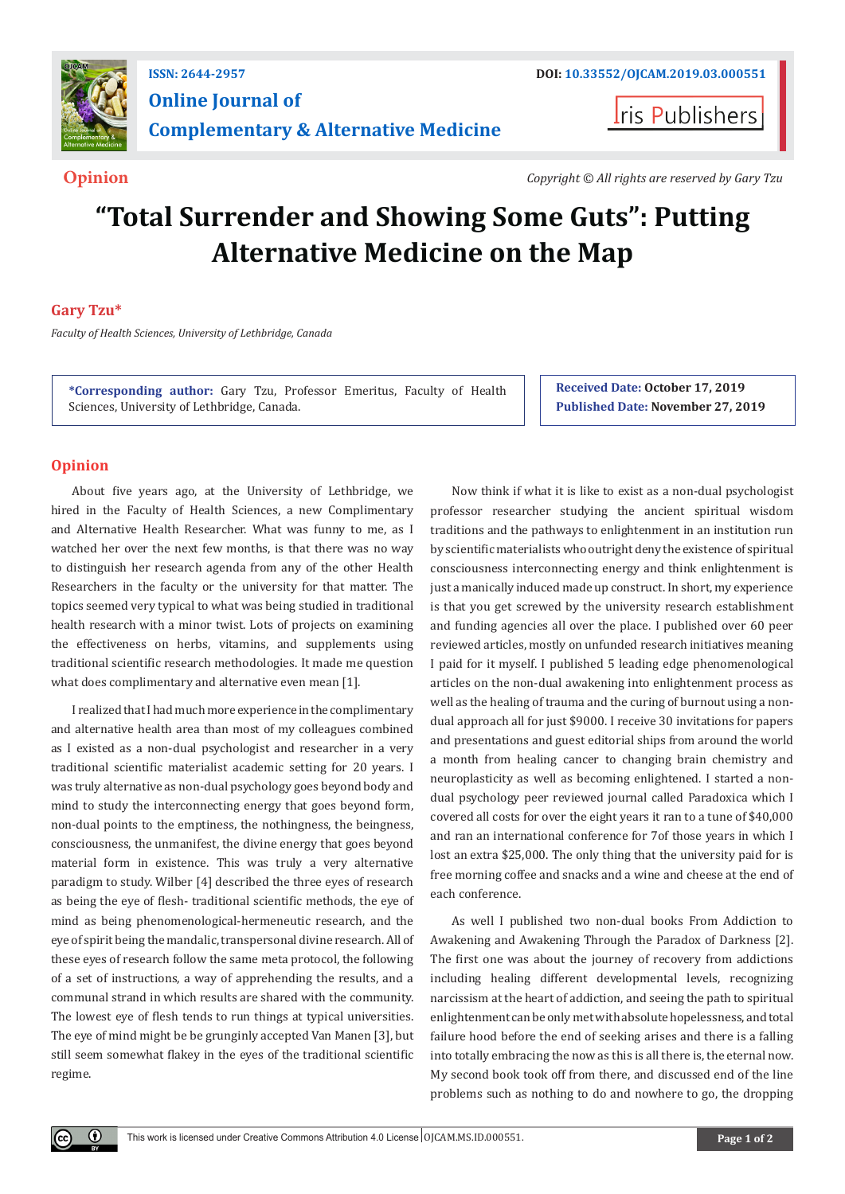ISSN: 2644-2957

DOI: 10.33552/OJCAM.2019.03.000551

# Online Journal of Complementary & Alternative Medicine

Iris Publishers

**Opinion**

*Copyright © All rights are reserved by Gary Tzu*

# "Total Surrender and Showing Some Guts": Putting Alternative Medicine on the Map

**Gary Tzu***

*Faculty of Health Sciences, University of Lethbridge, Canada*

**\*Corresponding author:** Gary Tzu, Professor Emeritus, Faculty of Health Sciences, University of Lethbridge, Canada.

**Received Date:** October 17, 2019

**Published Date:** November 27, 2019

## Opinion

About five years ago, at the University of Lethbridge, we hired in the Faculty of Health Sciences, a new Complimentary and Alternative Health Researcher. What was funny to me, as I watched her over the next few months, is that there was no way to distinguish her research agenda from any of the other Health Researchers in the faculty or the university for that matter. The topics seemed very typical to what was being studied in traditional health research with a minor twist. Lots of projects on examining the effectiveness on herbs, vitamins, and supplements using traditional scientific research methodologies. It made me question what does complimentary and alternative even mean [1].

I realized that I had much more experience in the complimentary and alternative health area than most of my colleagues combined as I existed as a non-dual psychologist and researcher in a very traditional scientific materialist academic setting for 20 years. I was truly alternative as non-dual psychology goes beyond body and mind to study the interconnecting energy that goes beyond form, non-dual points to the emptiness, the nothingness, the beingness, consciousness, the unmanifest, the divine energy that goes beyond material form in existence. This was truly a very alternative paradigm to study. Wilber [4] described the three eyes of research as being the eye of flesh- traditional scientific methods, the eye of mind as being phenomenological-hermeneutic research, and the eye of spirit being the mandalic, transpersonal divine research. All of these eyes of research follow the same meta protocol, the following of a set of instructions, a way of apprehending the results, and a communal strand in which results are shared with the community. The lowest eye of flesh tends to run things at typical universities. The eye of mind might be be grunginly accepted Van Manen [3], but still seem somewhat flakey in the eyes of the traditional scientific regime.

Now think if what it is like to exist as a non-dual psychologist professor researcher studying the ancient spiritual wisdom traditions and the pathways to enlightenment in an institution run by scientific materialists who outright deny the existence of spiritual consciousness interconnecting energy and think enlightenment is just a manically induced made up construct. In short, my experience is that you get screwed by the university research establishment and funding agencies all over the place. I published over 60 peer reviewed articles, mostly on unfunded research initiatives meaning I paid for it myself. I published 5 leading edge phenomenological articles on the non-dual awakening into enlightenment process as well as the healing of trauma and the curing of burnout using a non-dual approach all for just $9000. I receive 30 invitations for papers and presentations and guest editorial ships from around the world a month from healing cancer to changing brain chemistry and neuroplasticity as well as becoming enlightened. I started a non-dual psychology peer reviewed journal called Paradoxica which I covered all costs for over the eight years it ran to a tune of $40,000 and ran an international conference for 7of those years in which I lost an extra $25,000. The only thing that the university paid for is free morning coffee and snacks and a wine and cheese at the end of each conference.

As well I published two non-dual books From Addiction to Awakening and Awakening Through the Paradox of Darkness [2]. The first one was about the journey of recovery from addictions including healing different developmental levels, recognizing narcissism at the heart of addiction, and seeing the path to spiritual enlightenment can be only met with absolute hopelessness, and total failure hood before the end of seeking arises and there is a falling into totally embracing the now as this is all there is, the eternal now. My second book took off from there, and discussed end of the line problems such as nothing to do and nowhere to go, the dropping

This work is licensed under Creative Commons Attribution 4.0 License OJCAM.MS.ID.000551.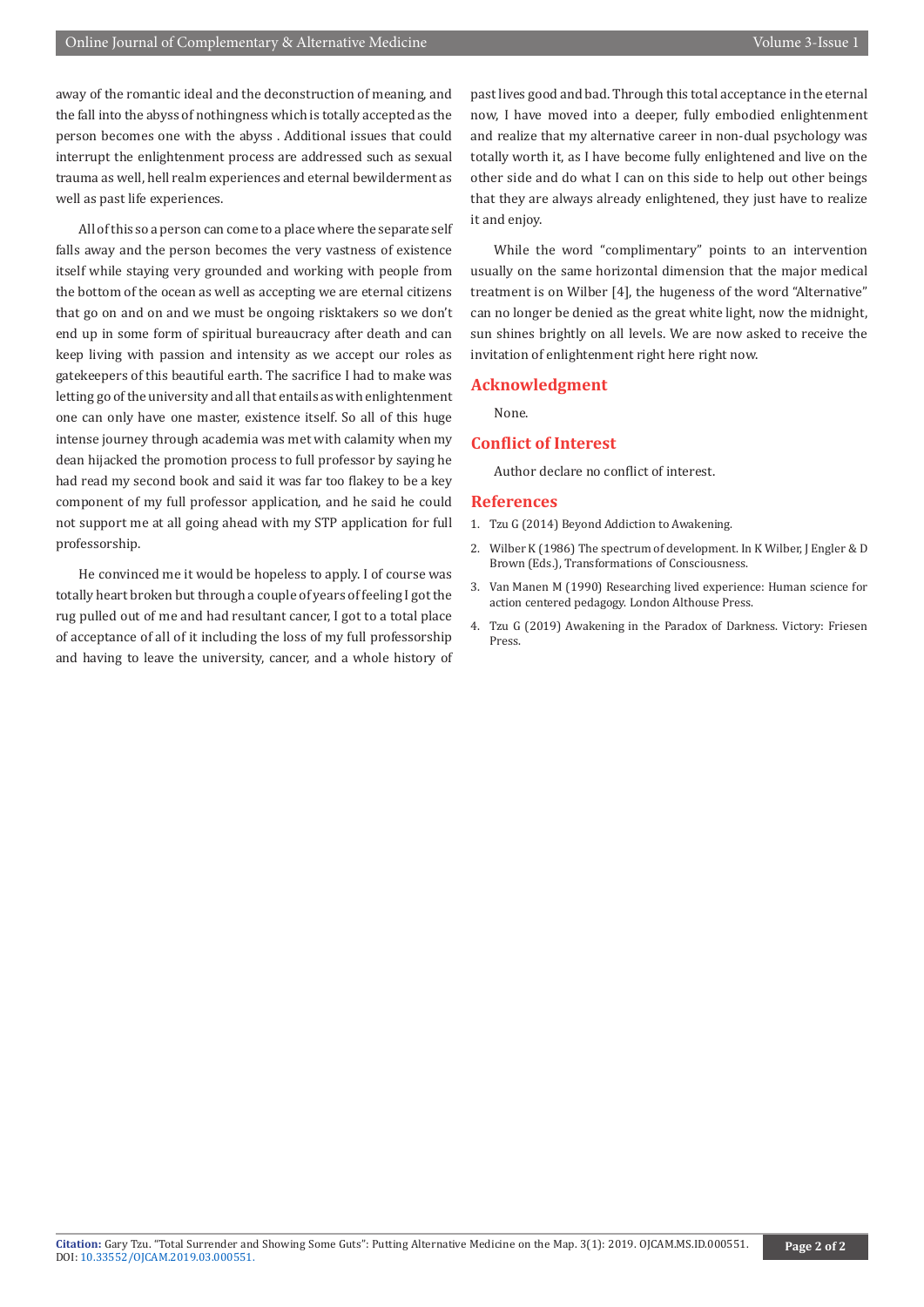away of the romantic ideal and the deconstruction of meaning, and the fall into the abyss of nothingness which is totally accepted as the person becomes one with the abyss . Additional issues that could interrupt the enlightenment process are addressed such as sexual trauma as well, hell realm experiences and eternal bewilderment as well as past life experiences.

All of this so a person can come to a place where the separate self falls away and the person becomes the very vastness of existence itself while staying very grounded and working with people from the bottom of the ocean as well as accepting we are eternal citizens that go on and on and we must be ongoing risktakers so we don't end up in some form of spiritual bureaucracy after death and can keep living with passion and intensity as we accept our roles as gatekeepers of this beautiful earth. The sacrifice I had to make was letting go of the university and all that entails as with enlightenment one can only have one master, existence itself. So all of this huge intense journey through academia was met with calamity when my dean hijacked the promotion process to full professor by saying he had read my second book and said it was far too flakey to be a key component of my full professor application, and he said he could not support me at all going ahead with my STP application for full professorship.

He convinced me it would be hopeless to apply. I of course was totally heart broken but through a couple of years of feeling I got the rug pulled out of me and had resultant cancer, I got to a total place of acceptance of all of it including the loss of my full professorship and having to leave the university, cancer, and a whole history of past lives good and bad. Through this total acceptance in the eternal now, I have moved into a deeper, fully embodied enlightenment and realize that my alternative career in non-dual psychology was totally worth it, as I have become fully enlightened and live on the other side and do what I can on this side to help out other beings that they are always already enlightened, they just have to realize it and enjoy.

While the word "complimentary" points to an intervention usually on the same horizontal dimension that the major medical treatment is on Wilber [4], the hugeness of the word "Alternative" can no longer be denied as the great white light, now the midnight, sun shines brightly on all levels. We are now asked to receive the invitation of enlightenment right here right now.

## Acknowledgment

None.

## Conflict of Interest

Author declare no conflict of interest.

## References

1. Tzu G (2014) Beyond Addiction to Awakening.
2. Wilber K (1986) The spectrum of development. In K Wilber, J Engler & D Brown (Eds.), Transformations of Consciousness.
3. Van Manen M (1990) Researching lived experience: Human science for action centered pedagogy. London Althouse Press.
4. Tzu G (2019) Awakening in the Paradox of Darkness. Victory: Friesen Press.